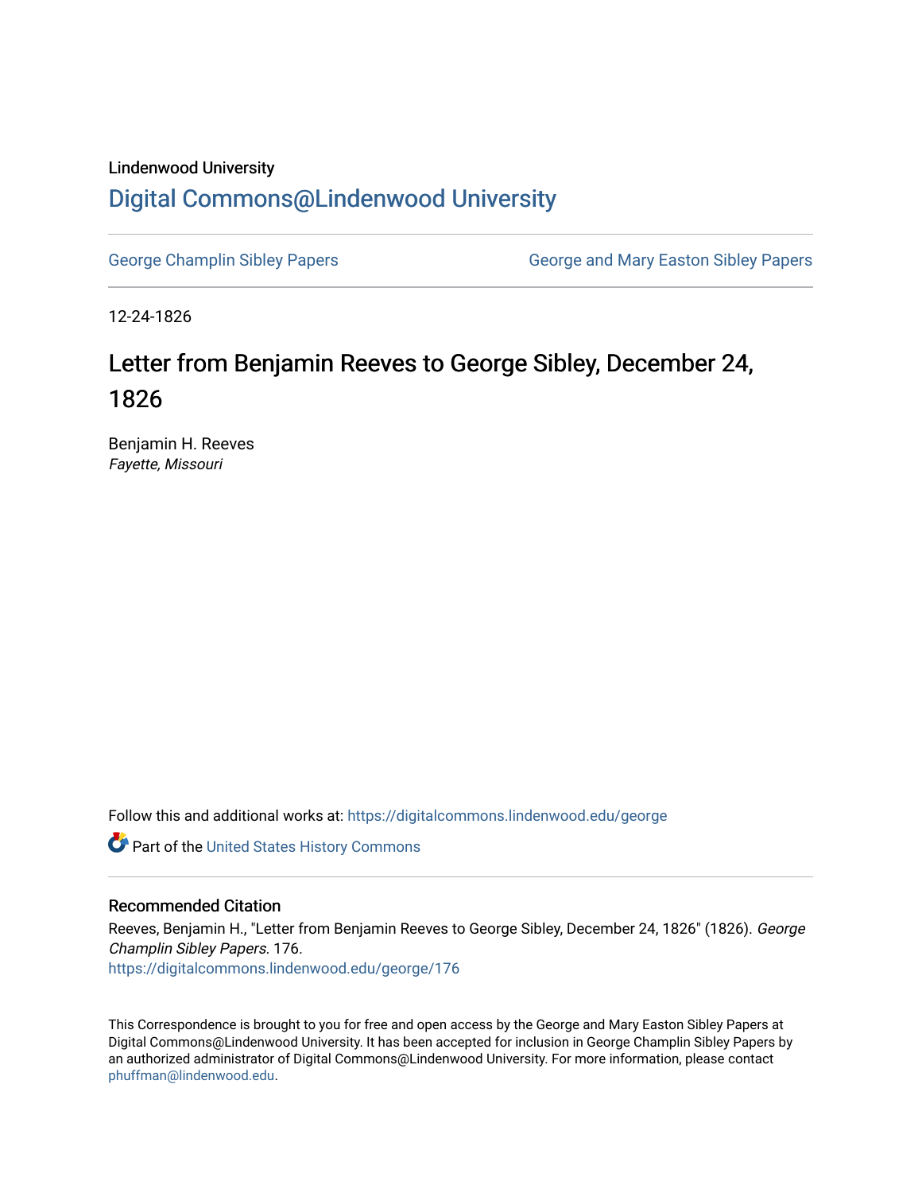Lindenwood University

# Digital Commons@Lindenwood University

George Champlin Sibley Papers | George and Mary Easton Sibley Papers

12-24-1826

## Letter from Benjamin Reeves to George Sibley, December 24, 1826

Benjamin H. Reeves
*Fayette, Missouri*

Follow this and additional works at: https://digitalcommons.lindenwood.edu/george

Part of the United States History Commons

### Recommended Citation

Reeves, Benjamin H., "Letter from Benjamin Reeves to George Sibley, December 24, 1826" (1826). *George Champlin Sibley Papers*. 176.
https://digitalcommons.lindenwood.edu/george/176

This Correspondence is brought to you for free and open access by the George and Mary Easton Sibley Papers at Digital Commons@Lindenwood University. It has been accepted for inclusion in George Champlin Sibley Papers by an authorized administrator of Digital Commons@Lindenwood University. For more information, please contact phuffman@lindenwood.edu.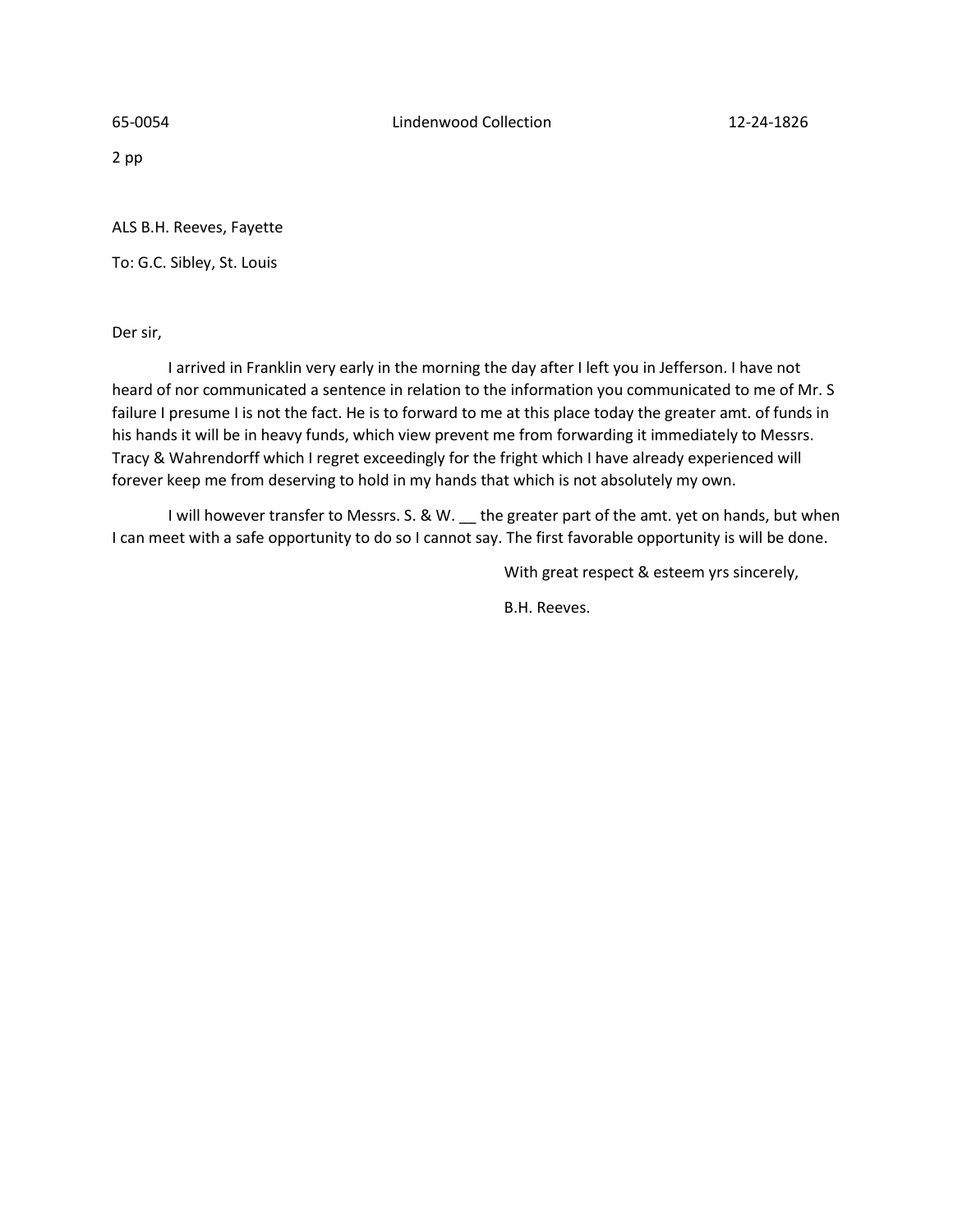65-0054 Lindenwood Collection 12-24-1826

2 pp

ALS B.H. Reeves, Fayette

To: G.C. Sibley, St. Louis

Der sir,

I arrived in Franklin very early in the morning the day after I left you in Jefferson. I have not heard of nor communicated a sentence in relation to the information you communicated to me of Mr. S failure I presume I is not the fact. He is to forward to me at this place today the greater amt. of funds in his hands it will be in heavy funds, which view prevent me from forwarding it immediately to Messrs. Tracy & Wahrendorff which I regret exceedingly for the fright which I have already experienced will forever keep me from deserving to hold in my hands that which is not absolutely my own.

I will however transfer to Messrs. S. & W. __ the greater part of the amt. yet on hands, but when I can meet with a safe opportunity to do so I cannot say. The first favorable opportunity is will be done.

With great respect & esteem yrs sincerely,

B.H. Reeves.